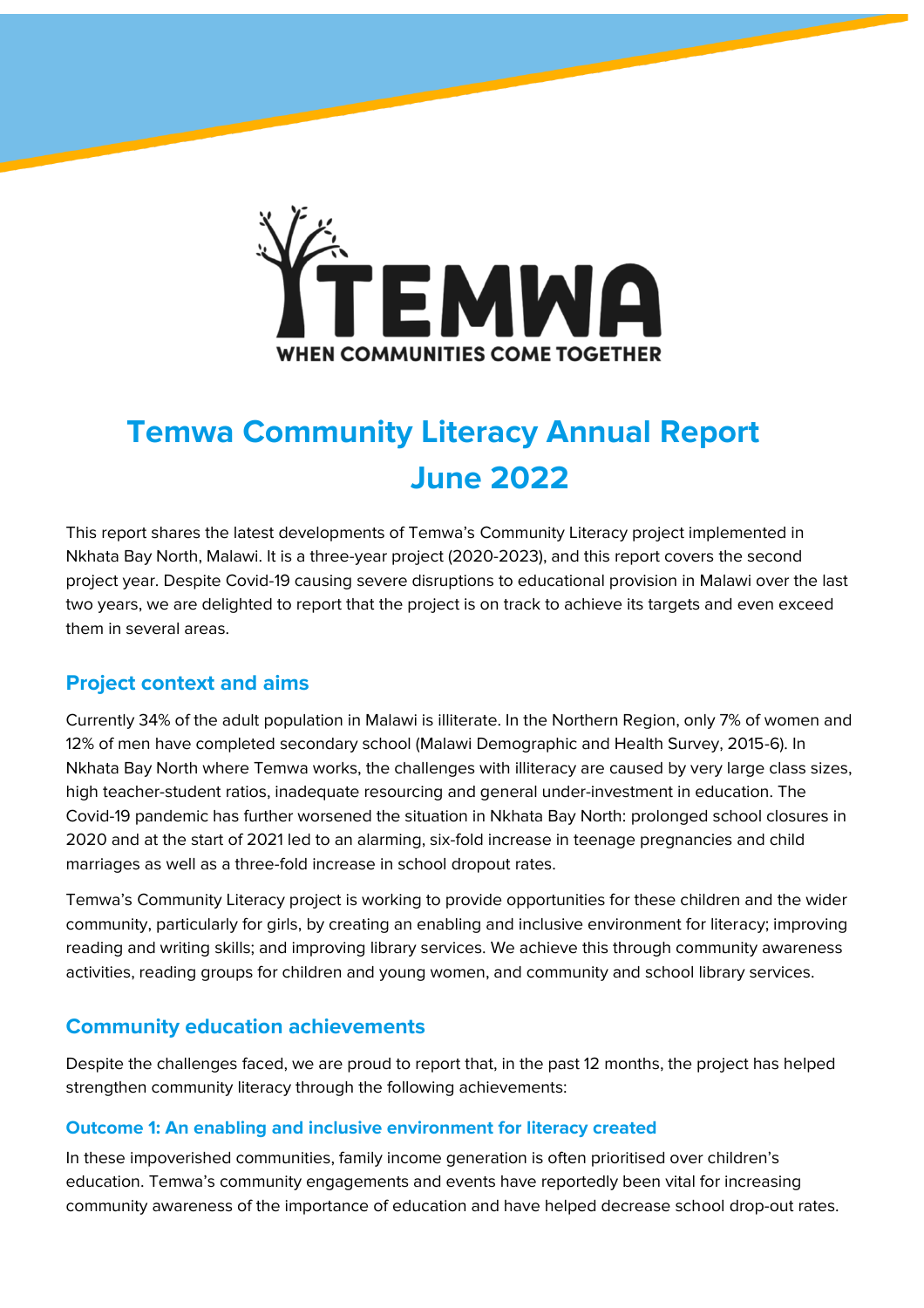# Temwa Community Literacy Annual Report June 2022

This report shares the latest developments of Temwa's Community Literacy project implemented in Nkhata Bay North, Malawi. It is a three-year project (2020-2023), and this report covers the second project year. Despite Covid-19 causing severe disruptions to educational provision in Malawi over the last two years, we are delighted to report that the project is on track to achieve its targets and even exceed them in several areas.

## Project context and aims

Currently 34% of the adult population in Malawi is illiterate. In the Northern Region, only 7% of women and 12% of men have completed secondary school (Malawi Demographic and Health Survey, 2015-6). In Nkhata Bay North where Temwa works, the challenges with illiteracy are caused by very large class sizes, high teacher-student ratios, inadequate resourcing and general under-investment in education. The Covid-19 pandemic has further worsened the situation in Nkhata Bay North: prolonged school closures in 2020 and at the start of 2021 led to an alarming, six-fold increase in teenage pregnancies and child marriages as well as a three-fold increase in school dropout rates.

Temwa's Community Literacy project is working to provide opportunities for these children and the wider community, particularly for girls, by creating an enabling and inclusive environment for literacy; improving reading and writing skills; and improving library services. We achieve this through community awareness activities, reading groups for children and young women, and community and school library services.

## Community education achievements

Despite the challenges faced, we are proud to report that, in the past 12 months, the project has helped strengthen community literacy through the following achievements:

### Outcome 1: An enabling and inclusive environment for literacy created

In these impoverished communities, family income generation is often prioritised over children's education. Temwa's community engagements and events have reportedly been vital for increasing community awareness of the importance of education and have helped decrease school drop-out rates.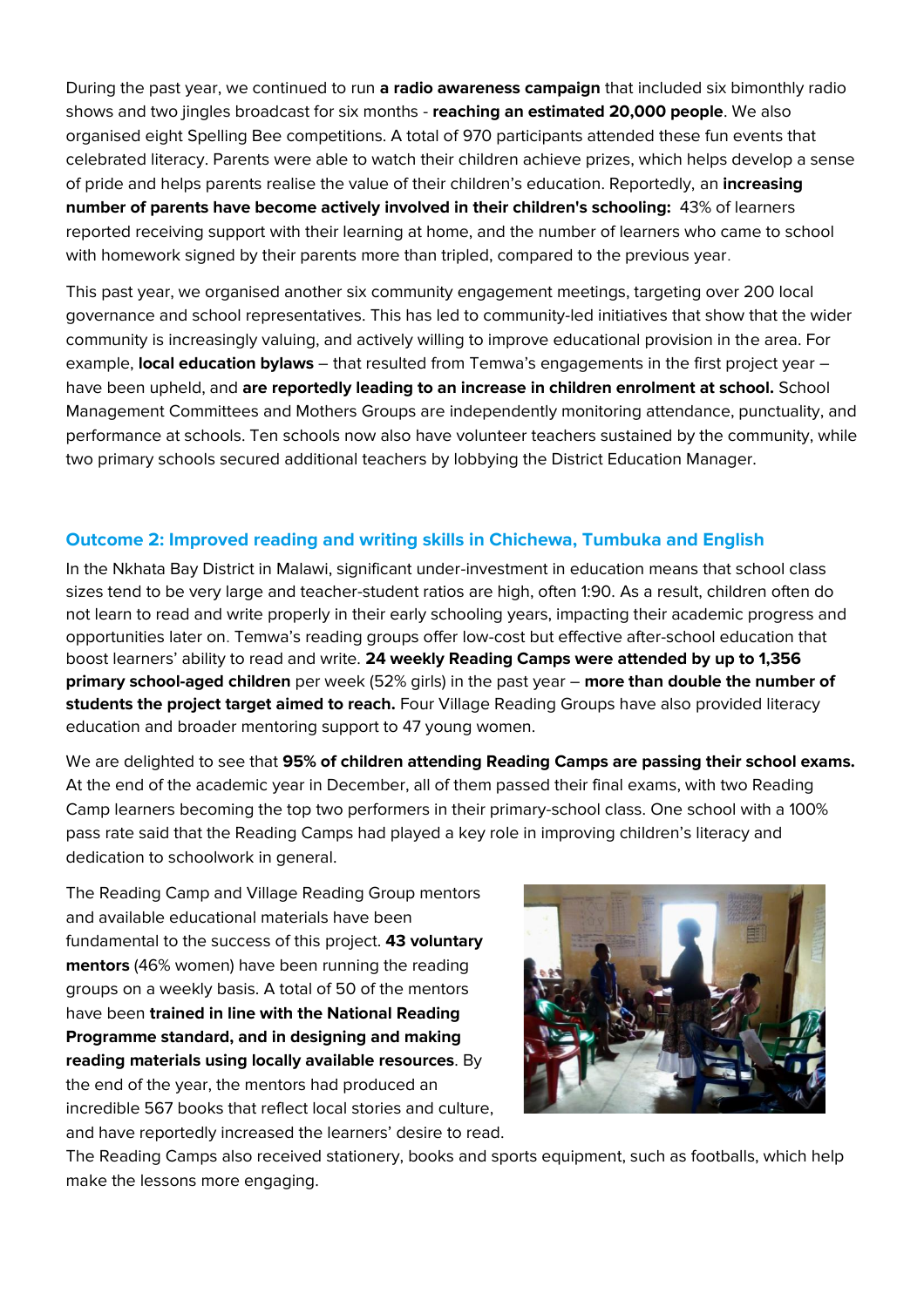During the past year, we continued to run **a radio awareness campaign** that included six bimonthly radio shows and two jingles broadcast for six months - **reaching an estimated 20,000 people**. We also organised eight Spelling Bee competitions. A total of 970 participants attended these fun events that celebrated literacy. Parents were able to watch their children achieve prizes, which helps develop a sense of pride and helps parents realise the value of their children's education. Reportedly, an **increasing number of parents have become actively involved in their children's schooling:** 43% of learners reported receiving support with their learning at home, and the number of learners who came to school with homework signed by their parents more than tripled, compared to the previous year.

This past year, we organised another six community engagement meetings, targeting over 200 local governance and school representatives. This has led to community-led initiatives that show that the wider community is increasingly valuing, and actively willing to improve educational provision in the area. For example, **local education bylaws** – that resulted from Temwa's engagements in the first project year – have been upheld, and **are reportedly leading to an increase in children enrolment at school.** School Management Committees and Mothers Groups are independently monitoring attendance, punctuality, and performance at schools. Ten schools now also have volunteer teachers sustained by the community, while two primary schools secured additional teachers by lobbying the District Education Manager.

## Outcome 2: Improved reading and writing skills in Chichewa, Tumbuka and English

In the Nkhata Bay District in Malawi, significant under-investment in education means that school class sizes tend to be very large and teacher-student ratios are high, often 1:90. As a result, children often do not learn to read and write properly in their early schooling years, impacting their academic progress and opportunities later on. Temwa's reading groups offer low-cost but effective after-school education that boost learners' ability to read and write. **24 weekly Reading Camps were attended by up to 1,356 primary school-aged children** per week (52% girls) in the past year – **more than double the number of students the project target aimed to reach.** Four Village Reading Groups have also provided literacy education and broader mentoring support to 47 young women.

We are delighted to see that **95% of children attending Reading Camps are passing their school exams.** At the end of the academic year in December, all of them passed their final exams, with two Reading Camp learners becoming the top two performers in their primary-school class. One school with a 100% pass rate said that the Reading Camps had played a key role in improving children's literacy and dedication to schoolwork in general.

The Reading Camp and Village Reading Group mentors and available educational materials have been fundamental to the success of this project. **43 voluntary mentors** (46% women) have been running the reading groups on a weekly basis. A total of 50 of the mentors have been **trained in line with the National Reading Programme standard, and in designing and making reading materials using locally available resources**. By the end of the year, the mentors had produced an incredible 567 books that reflect local stories and culture, and have reportedly increased the learners' desire to read. The Reading Camps also received stationery, books and sports equipment, such as footballs, which help make the lessons more engaging.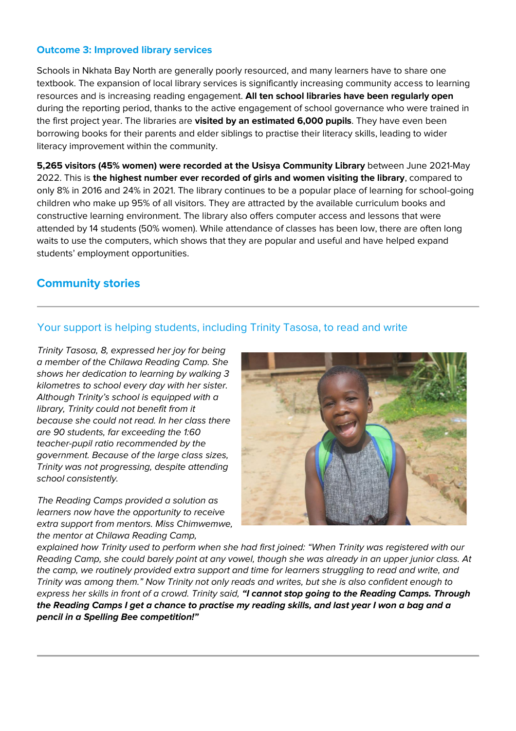### Outcome 3: Improved library services

Schools in Nkhata Bay North are generally poorly resourced, and many learners have to share one textbook. The expansion of local library services is significantly increasing community access to learning resources and is increasing reading engagement. **All ten school libraries have been regularly open** during the reporting period, thanks to the active engagement of school governance who were trained in the first project year. The libraries are **visited by an estimated 6,000 pupils**. They have even been borrowing books for their parents and elder siblings to practise their literacy skills, leading to wider literacy improvement within the community.

**5,265 visitors (45% women) were recorded at the Usisya Community Library** between June 2021-May 2022. This is **the highest number ever recorded of girls and women visiting the library**, compared to only 8% in 2016 and 24% in 2021. The library continues to be a popular place of learning for school-going children who make up 95% of all visitors. They are attracted by the available curriculum books and constructive learning environment. The library also offers computer access and lessons that were attended by 14 students (50% women). While attendance of classes has been low, there are often long waits to use the computers, which shows that they are popular and useful and have helped expand students' employment opportunities.

## Community stories

---

### Your support is helping students, including Trinity Tasosa, to read and write

*Trinity Tasosa, 8, expressed her joy for being a member of the Chilawa Reading Camp. She shows her dedication to learning by walking 3 kilometres to school every day with her sister. Although Trinity's school is equipped with a library, Trinity could not benefit from it because she could not read. In her class there are 90 students, far exceeding the 1:60 teacher-pupil ratio recommended by the government. Because of the large class sizes, Trinity was not progressing, despite attending school consistently.*

*The Reading Camps provided a solution as learners now have the opportunity to receive extra support from mentors. Miss Chimwemwe, the mentor at Chilawa Reading Camp, explained how Trinity used to perform when she had first joined: "When Trinity was registered with our Reading Camp, she could barely point at any vowel, though she was already in an upper junior class. At the camp, we routinely provided extra support and time for learners struggling to read and write, and Trinity was among them." Now Trinity not only reads and writes, but she is also confident enough to express her skills in front of a crowd. Trinity said,* ***"I cannot stop going to the Reading Camps. Through the Reading Camps I get a chance to practise my reading skills, and last year I won a bag and a pencil in a Spelling Bee competition!"***

---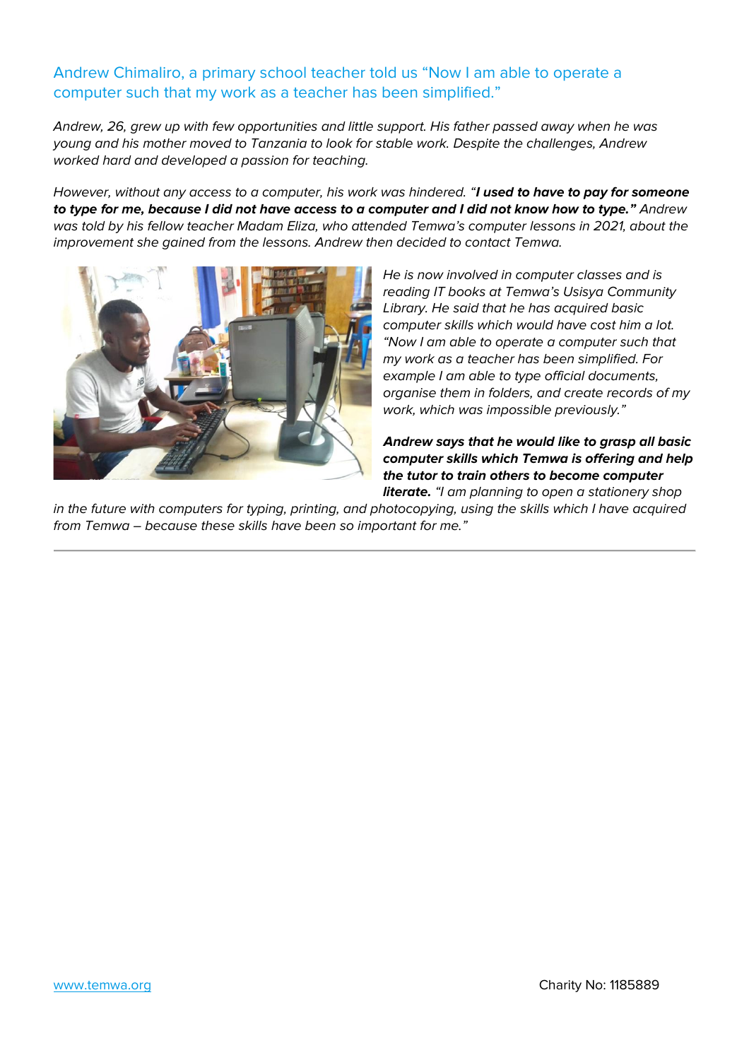## Andrew Chimaliro, a primary school teacher told us "Now I am able to operate a computer such that my work as a teacher has been simplified."

*Andrew, 26, grew up with few opportunities and little support. His father passed away when he was young and his mother moved to Tanzania to look for stable work. Despite the challenges, Andrew worked hard and developed a passion for teaching.*

*However, without any access to a computer, his work was hindered. "**I used to have to pay for someone to type for me, because I did not have access to a computer and I did not know how to type."** Andrew was told by his fellow teacher Madam Eliza, who attended Temwa's computer lessons in 2021, about the improvement she gained from the lessons. Andrew then decided to contact Temwa.*

*He is now involved in computer classes and is reading IT books at Temwa's Usisya Community Library. He said that he has acquired basic computer skills which would have cost him a lot. "Now I am able to operate a computer such that my work as a teacher has been simplified. For example I am able to type official documents, organise them in folders, and create records of my work, which was impossible previously."*

***Andrew says that he would like to grasp all basic computer skills which Temwa is offering and help the tutor to train others to become computer literate.** "I am planning to open a stationery shop in the future with computers for typing, printing, and photocopying, using the skills which I have acquired from Temwa – because these skills have been so important for me."*

---

www.temwa.org

Charity No: 1185889